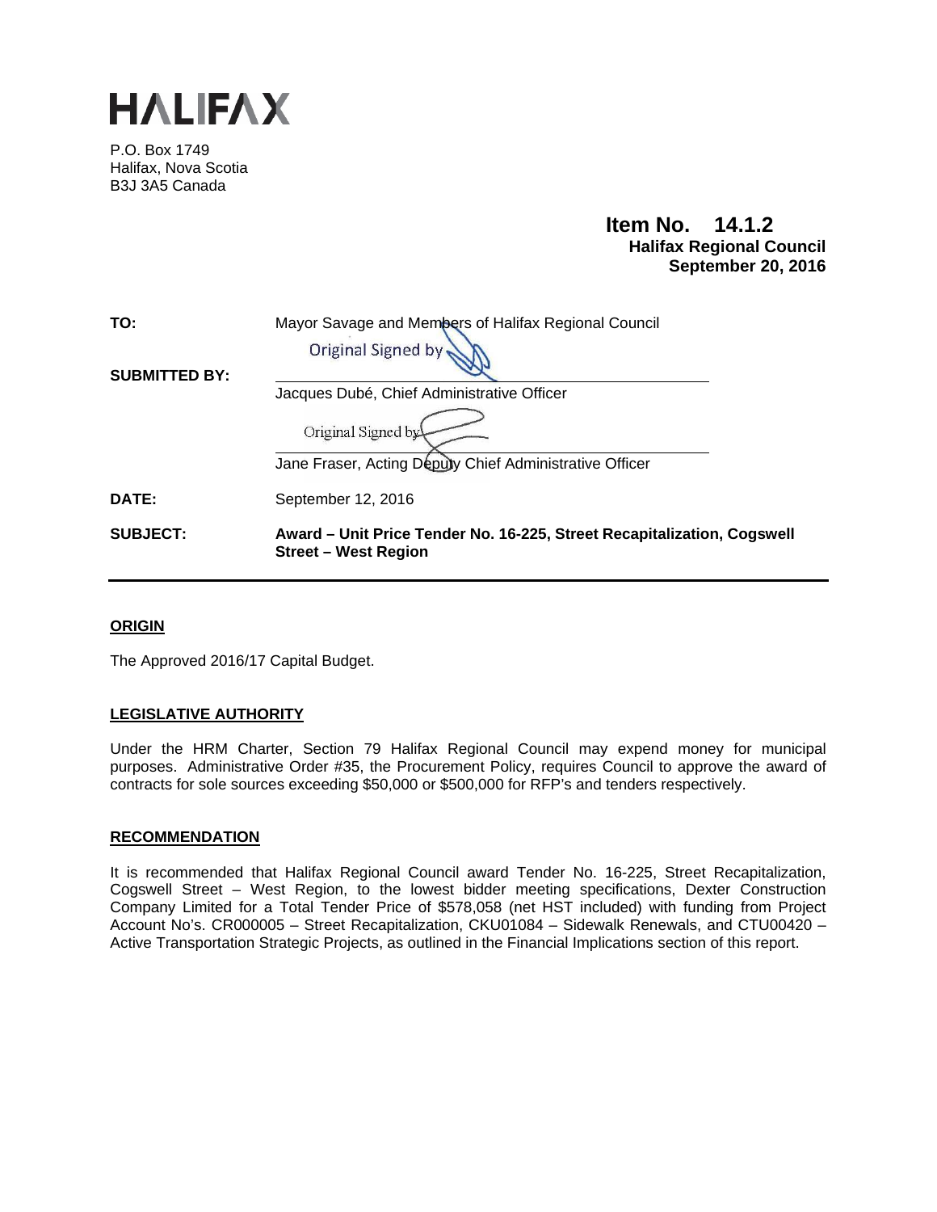# HALIFAX

P.O. Box 1749
Halifax, Nova Scotia
B3J 3A5 Canada

**Item No. 14.1.2**
**Halifax Regional Council**
**September 20, 2016**

| | |
|---|---|
| **TO:** | Mayor Savage and Members of Halifax Regional Council |
| **SUBMITTED BY:** | Original Signed by<br>Jacques Dubé, Chief Administrative Officer |
| | Original Signed by<br>Jane Fraser, Acting Deputy Chief Administrative Officer |
| **DATE:** | September 12, 2016 |
| **SUBJECT:** | **Award – Unit Price Tender No. 16-225, Street Recapitalization, Cogswell Street – West Region** |

## ORIGIN

The Approved 2016/17 Capital Budget.

## LEGISLATIVE AUTHORITY

Under the HRM Charter, Section 79 Halifax Regional Council may expend money for municipal purposes. Administrative Order #35, the Procurement Policy, requires Council to approve the award of contracts for sole sources exceeding $50,000 or $500,000 for RFP's and tenders respectively.

## RECOMMENDATION

It is recommended that Halifax Regional Council award Tender No. 16-225, Street Recapitalization, Cogswell Street – West Region, to the lowest bidder meeting specifications, Dexter Construction Company Limited for a Total Tender Price of $578,058 (net HST included) with funding from Project Account No's. CR000005 – Street Recapitalization, CKU01084 – Sidewalk Renewals, and CTU00420 – Active Transportation Strategic Projects, as outlined in the Financial Implications section of this report.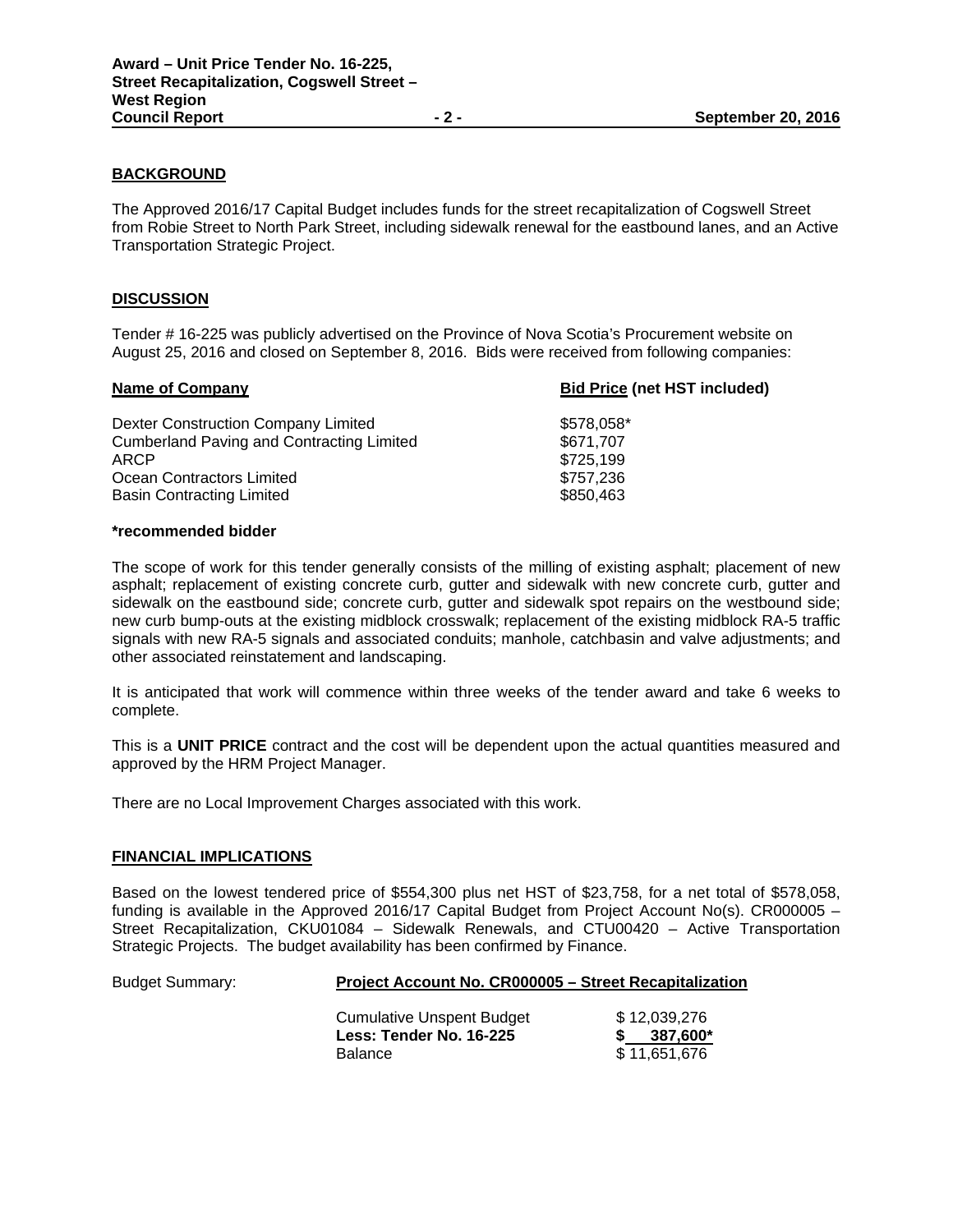## BACKGROUND

The Approved 2016/17 Capital Budget includes funds for the street recapitalization of Cogswell Street from Robie Street to North Park Street, including sidewalk renewal for the eastbound lanes, and an Active Transportation Strategic Project.

## DISCUSSION

Tender # 16-225 was publicly advertised on the Province of Nova Scotia's Procurement website on August 25, 2016 and closed on September 8, 2016. Bids were received from following companies:

| Name of Company | Bid Price (net HST included) |
|---|---|
| Dexter Construction Company Limited | $578,058* |
| Cumberland Paving and Contracting Limited | $671,707 |
| ARCP | $725,199 |
| Ocean Contractors Limited | $757,236 |
| Basin Contracting Limited | $850,463 |

**\*recommended bidder**

The scope of work for this tender generally consists of the milling of existing asphalt; placement of new asphalt; replacement of existing concrete curb, gutter and sidewalk with new concrete curb, gutter and sidewalk on the eastbound side; concrete curb, gutter and sidewalk spot repairs on the westbound side; new curb bump-outs at the existing midblock crosswalk; replacement of the existing midblock RA-5 traffic signals with new RA-5 signals and associated conduits; manhole, catchbasin and valve adjustments; and other associated reinstatement and landscaping.

It is anticipated that work will commence within three weeks of the tender award and take 6 weeks to complete.

This is a **UNIT PRICE** contract and the cost will be dependent upon the actual quantities measured and approved by the HRM Project Manager.

There are no Local Improvement Charges associated with this work.

## FINANCIAL IMPLICATIONS

Based on the lowest tendered price of $554,300 plus net HST of $23,758, for a net total of $578,058, funding is available in the Approved 2016/17 Capital Budget from Project Account No(s). CR000005 – Street Recapitalization, CKU01084 – Sidewalk Renewals, and CTU00420 – Active Transportation Strategic Projects. The budget availability has been confirmed by Finance.

Budget Summary: **Project Account No. CR000005 – Street Recapitalization**

| | |
|---|---|
| Cumulative Unspent Budget | $ 12,039,276 |
| **Less: Tender No. 16-225** | **$ 387,600*** |
| Balance | $ 11,651,676 |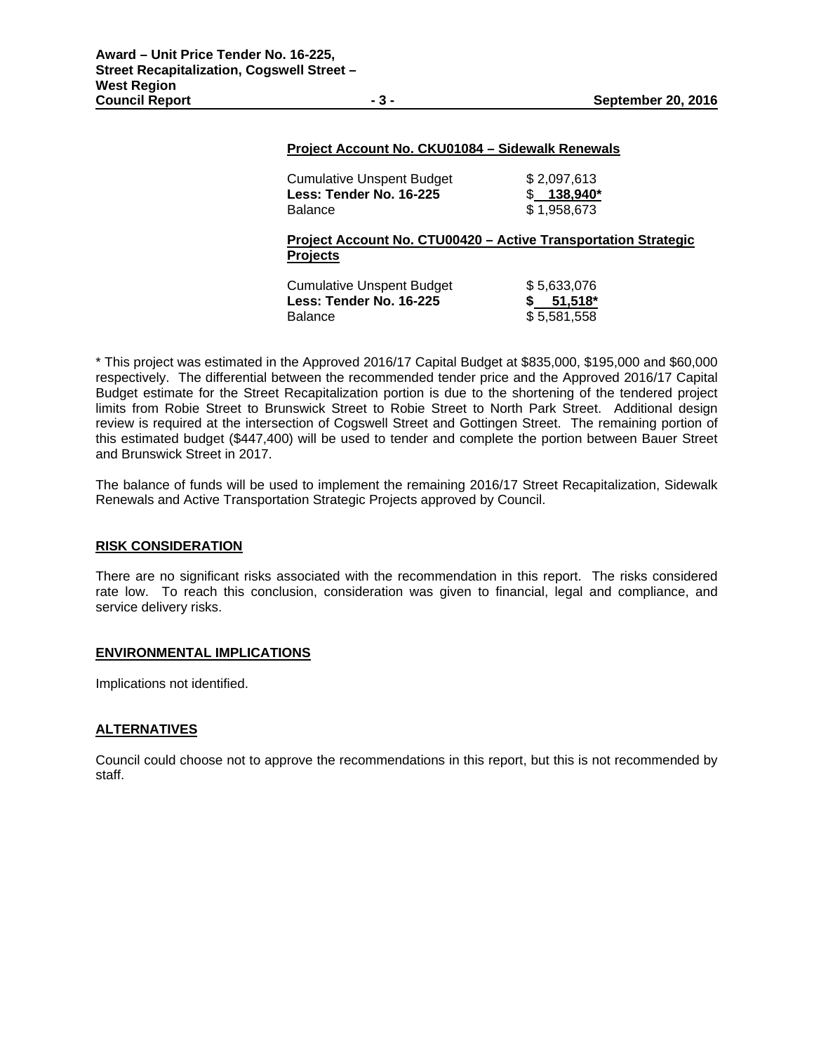**Project Account No. CKU01084 – Sidewalk Renewals**

| | |
|---|---|
| Cumulative Unspent Budget | $ 2,097,613 |
| **Less: Tender No. 16-225** | $ **138,940*** |
| Balance | $ 1,958,673 |

**Project Account No. CTU00420 – Active Transportation Strategic Projects**

| | |
|---|---|
| Cumulative Unspent Budget | $ 5,633,076 |
| **Less: Tender No. 16-225** | **$ 51,518*** |
| Balance | $ 5,581,558 |

* This project was estimated in the Approved 2016/17 Capital Budget at $835,000, $195,000 and $60,000 respectively. The differential between the recommended tender price and the Approved 2016/17 Capital Budget estimate for the Street Recapitalization portion is due to the shortening of the tendered project limits from Robie Street to Brunswick Street to Robie Street to North Park Street. Additional design review is required at the intersection of Cogswell Street and Gottingen Street. The remaining portion of this estimated budget ($447,400) will be used to tender and complete the portion between Bauer Street and Brunswick Street in 2017.

The balance of funds will be used to implement the remaining 2016/17 Street Recapitalization, Sidewalk Renewals and Active Transportation Strategic Projects approved by Council.

## RISK CONSIDERATION

There are no significant risks associated with the recommendation in this report. The risks considered rate low. To reach this conclusion, consideration was given to financial, legal and compliance, and service delivery risks.

## ENVIRONMENTAL IMPLICATIONS

Implications not identified.

## ALTERNATIVES

Council could choose not to approve the recommendations in this report, but this is not recommended by staff.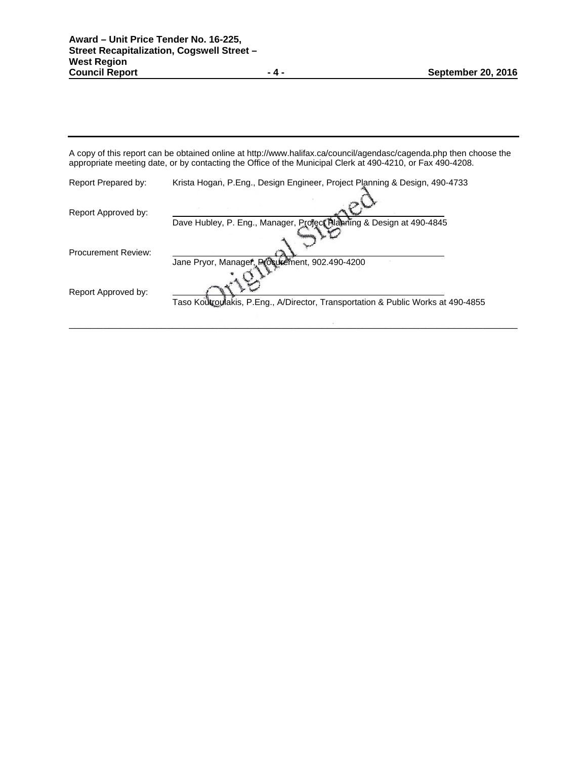A copy of this report can be obtained online at http://www.halifax.ca/council/agendasc/cagenda.php then choose the appropriate meeting date, or by contacting the Office of the Municipal Clerk at 490-4210, or Fax 490-4208.

Report Prepared by: Krista Hogan, P.Eng., Design Engineer, Project Planning & Design, 490-4733

Report Approved by: ______________________________________________
Dave Hubley, P. Eng., Manager, Project Planning & Design at 490-4845

Procurement Review: ______________________________________________
Jane Pryor, Manager, Procurement, 902.490-4200

Report Approved by: ______________________________________________
Taso Koutroulakis, P.Eng., A/Director, Transportation & Public Works at 490-4855

Original Signed